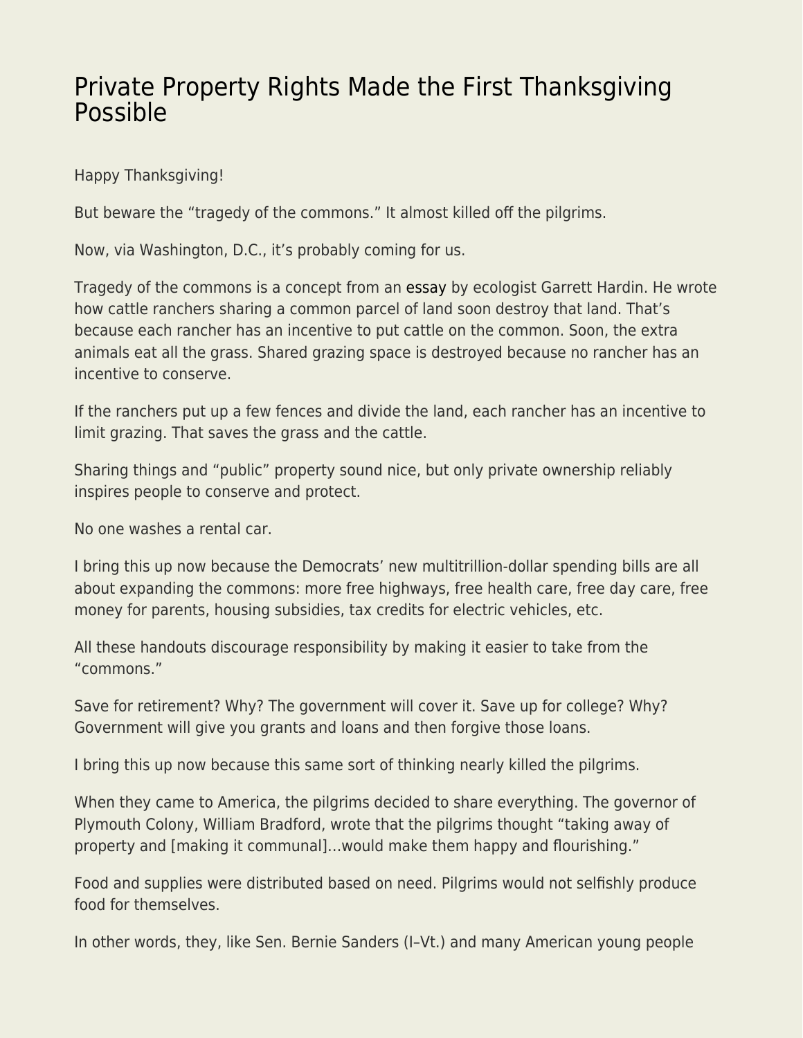# Private Property Rights Made the First Thanksgiving Possible

Happy Thanksgiving!

But beware the "tragedy of the commons." It almost killed off the pilgrims.

Now, via Washington, D.C., it's probably coming for us.

Tragedy of the commons is a concept from an essay by ecologist Garrett Hardin. He wrote how cattle ranchers sharing a common parcel of land soon destroy that land. That's because each rancher has an incentive to put cattle on the common. Soon, the extra animals eat all the grass. Shared grazing space is destroyed because no rancher has an incentive to conserve.

If the ranchers put up a few fences and divide the land, each rancher has an incentive to limit grazing. That saves the grass and the cattle.

Sharing things and "public" property sound nice, but only private ownership reliably inspires people to conserve and protect.

No one washes a rental car.

I bring this up now because the Democrats' new multitrillion-dollar spending bills are all about expanding the commons: more free highways, free health care, free day care, free money for parents, housing subsidies, tax credits for electric vehicles, etc.

All these handouts discourage responsibility by making it easier to take from the "commons."

Save for retirement? Why? The government will cover it. Save up for college? Why? Government will give you grants and loans and then forgive those loans.

I bring this up now because this same sort of thinking nearly killed the pilgrims.

When they came to America, the pilgrims decided to share everything. The governor of Plymouth Colony, William Bradford, wrote that the pilgrims thought "taking away of property and [making it communal]...would make them happy and flourishing."

Food and supplies were distributed based on need. Pilgrims would not selfishly produce food for themselves.

In other words, they, like Sen. Bernie Sanders (I–Vt.) and many American young people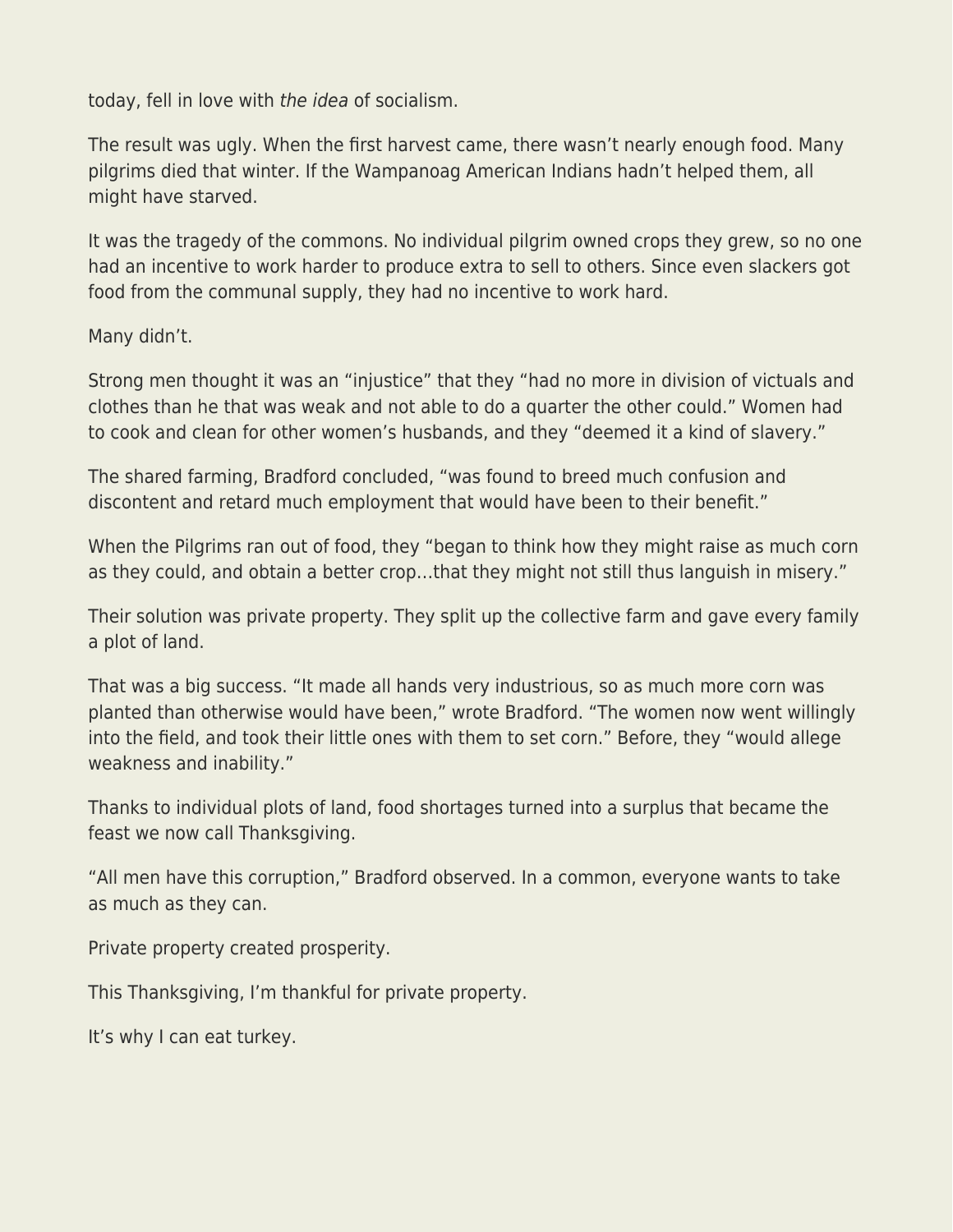today, fell in love with *the idea* of socialism.

The result was ugly. When the first harvest came, there wasn't nearly enough food. Many pilgrims died that winter. If the Wampanoag American Indians hadn't helped them, all might have starved.

It was the tragedy of the commons. No individual pilgrim owned crops they grew, so no one had an incentive to work harder to produce extra to sell to others. Since even slackers got food from the communal supply, they had no incentive to work hard.

Many didn't.

Strong men thought it was an "injustice" that they "had no more in division of victuals and clothes than he that was weak and not able to do a quarter the other could." Women had to cook and clean for other women's husbands, and they "deemed it a kind of slavery."

The shared farming, Bradford concluded, "was found to breed much confusion and discontent and retard much employment that would have been to their benefit."

When the Pilgrims ran out of food, they "began to think how they might raise as much corn as they could, and obtain a better crop…that they might not still thus languish in misery."

Their solution was private property. They split up the collective farm and gave every family a plot of land.

That was a big success. "It made all hands very industrious, so as much more corn was planted than otherwise would have been," wrote Bradford. "The women now went willingly into the field, and took their little ones with them to set corn." Before, they "would allege weakness and inability."

Thanks to individual plots of land, food shortages turned into a surplus that became the feast we now call Thanksgiving.

"All men have this corruption," Bradford observed. In a common, everyone wants to take as much as they can.

Private property created prosperity.

This Thanksgiving, I'm thankful for private property.

It's why I can eat turkey.